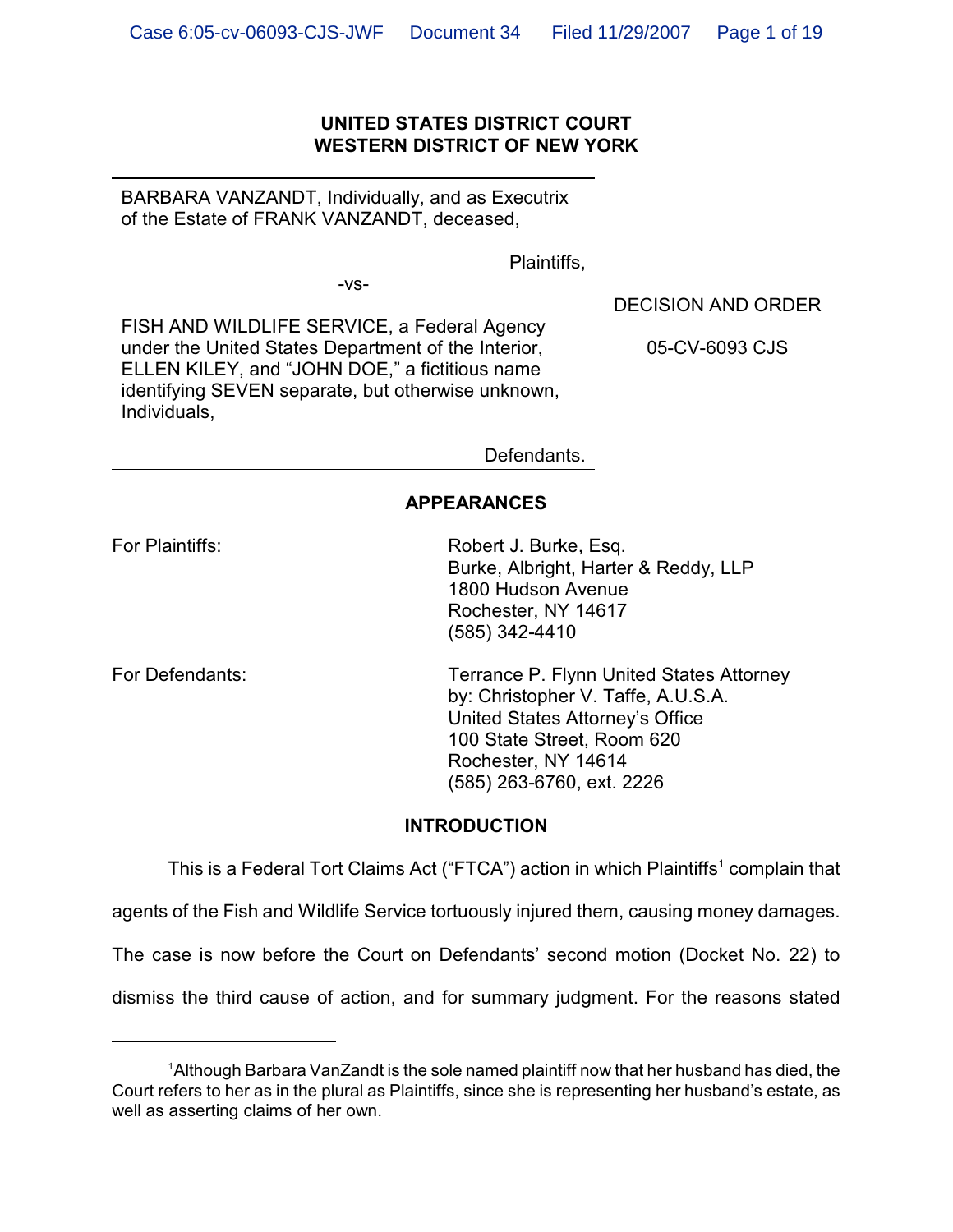**UNITED STATES DISTRICT COURT**
**WESTERN DISTRICT OF NEW YORK**

---

BARBARA VANZANDT, Individually, and as Executrix of the Estate of FRANK VANZANDT, deceased,

Plaintiffs,

-vs-

**DECISION AND ORDER**

**05-CV-6093 CJS**

FISH AND WILDLIFE SERVICE, a Federal Agency under the United States Department of the Interior, ELLEN KILEY, and "JOHN DOE," a fictitious name identifying SEVEN separate, but otherwise unknown, Individuals,

Defendants.

---

## APPEARANCES

For Plaintiffs: Robert J. Burke, Esq.
Burke, Albright, Harter & Reddy, LLP
1800 Hudson Avenue
Rochester, NY 14617
(585) 342-4410

For Defendants: Terrance P. Flynn United States Attorney
by: Christopher V. Taffe, A.U.S.A.
United States Attorney's Office
100 State Street, Room 620
Rochester, NY 14614
(585) 263-6760, ext. 2226

## INTRODUCTION

This is a Federal Tort Claims Act ("FTCA") action in which Plaintiffs[1] complain that agents of the Fish and Wildlife Service tortuously injured them, causing money damages. The case is now before the Court on Defendants' second motion (Docket No. 22) to dismiss the third cause of action, and for summary judgment. For the reasons stated

---

[1] Although Barbara VanZandt is the sole named plaintiff now that her husband has died, the Court refers to her as in the plural as Plaintiffs, since she is representing her husband's estate, as well as asserting claims of her own.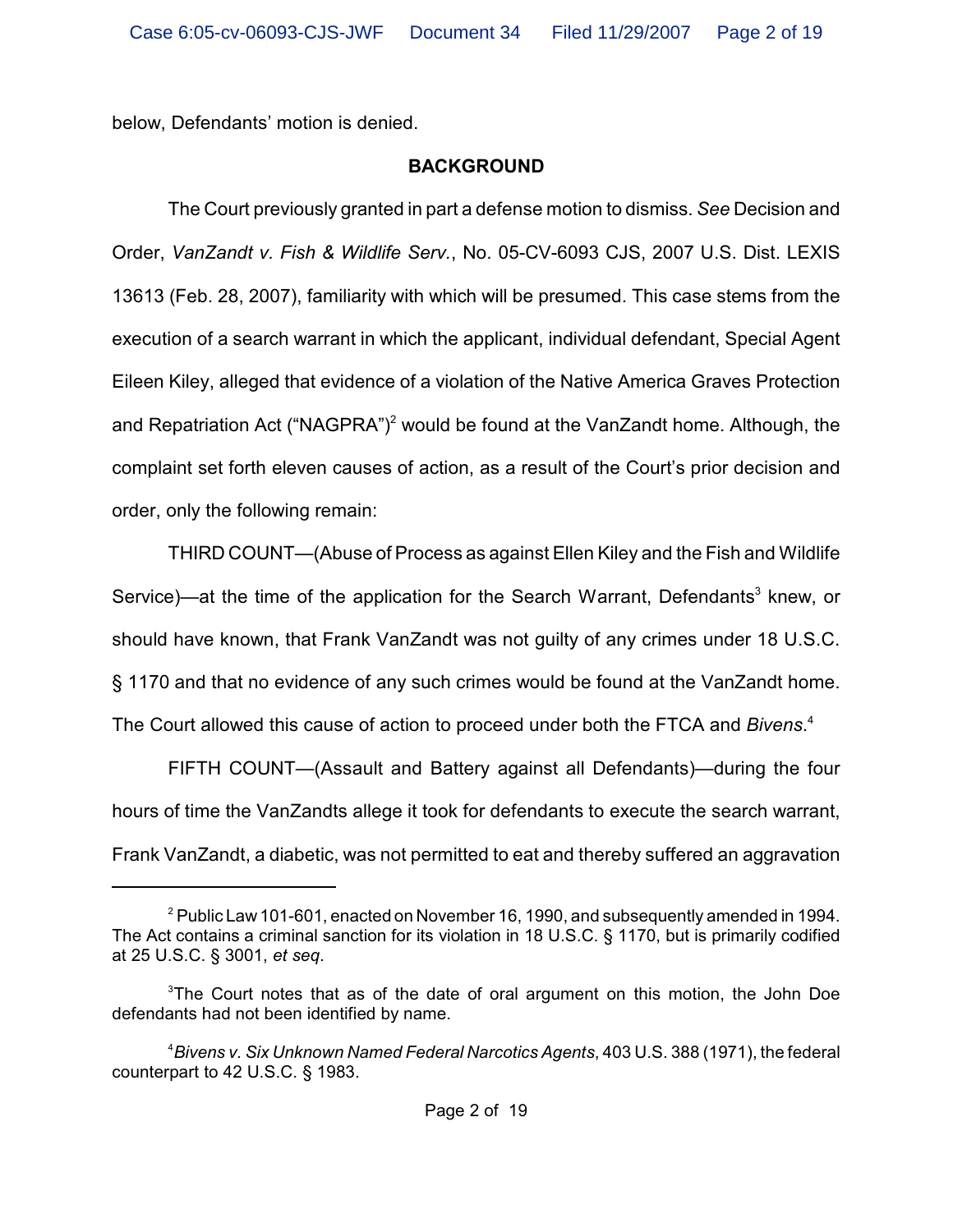below, Defendants' motion is denied.

## BACKGROUND

The Court previously granted in part a defense motion to dismiss. *See* Decision and Order, *VanZandt v. Fish & Wildlife Serv.*, No. 05-CV-6093 CJS, 2007 U.S. Dist. LEXIS 13613 (Feb. 28, 2007), familiarity with which will be presumed. This case stems from the execution of a search warrant in which the applicant, individual defendant, Special Agent Eileen Kiley, alleged that evidence of a violation of the Native America Graves Protection and Repatriation Act ("NAGPRA")[2] would be found at the VanZandt home. Although, the complaint set forth eleven causes of action, as a result of the Court's prior decision and order, only the following remain:

THIRD COUNT—(Abuse of Process as against Ellen Kiley and the Fish and Wildlife Service)—at the time of the application for the Search Warrant, Defendants[3] knew, or should have known, that Frank VanZandt was not guilty of any crimes under 18 U.S.C. § 1170 and that no evidence of any such crimes would be found at the VanZandt home. The Court allowed this cause of action to proceed under both the FTCA and *Bivens*.[4]

FIFTH COUNT—(Assault and Battery against all Defendants)—during the four hours of time the VanZandts allege it took for defendants to execute the search warrant, Frank VanZandt, a diabetic, was not permitted to eat and thereby suffered an aggravation

---

[2] Public Law 101-601, enacted on November 16, 1990, and subsequently amended in 1994. The Act contains a criminal sanction for its violation in 18 U.S.C. § 1170, but is primarily codified at 25 U.S.C. § 3001, *et seq*.

[3] The Court notes that as of the date of oral argument on this motion, the John Doe defendants had not been identified by name.

[4] *Bivens v. Six Unknown Named Federal Narcotics Agents*, 403 U.S. 388 (1971), the federal counterpart to 42 U.S.C. § 1983.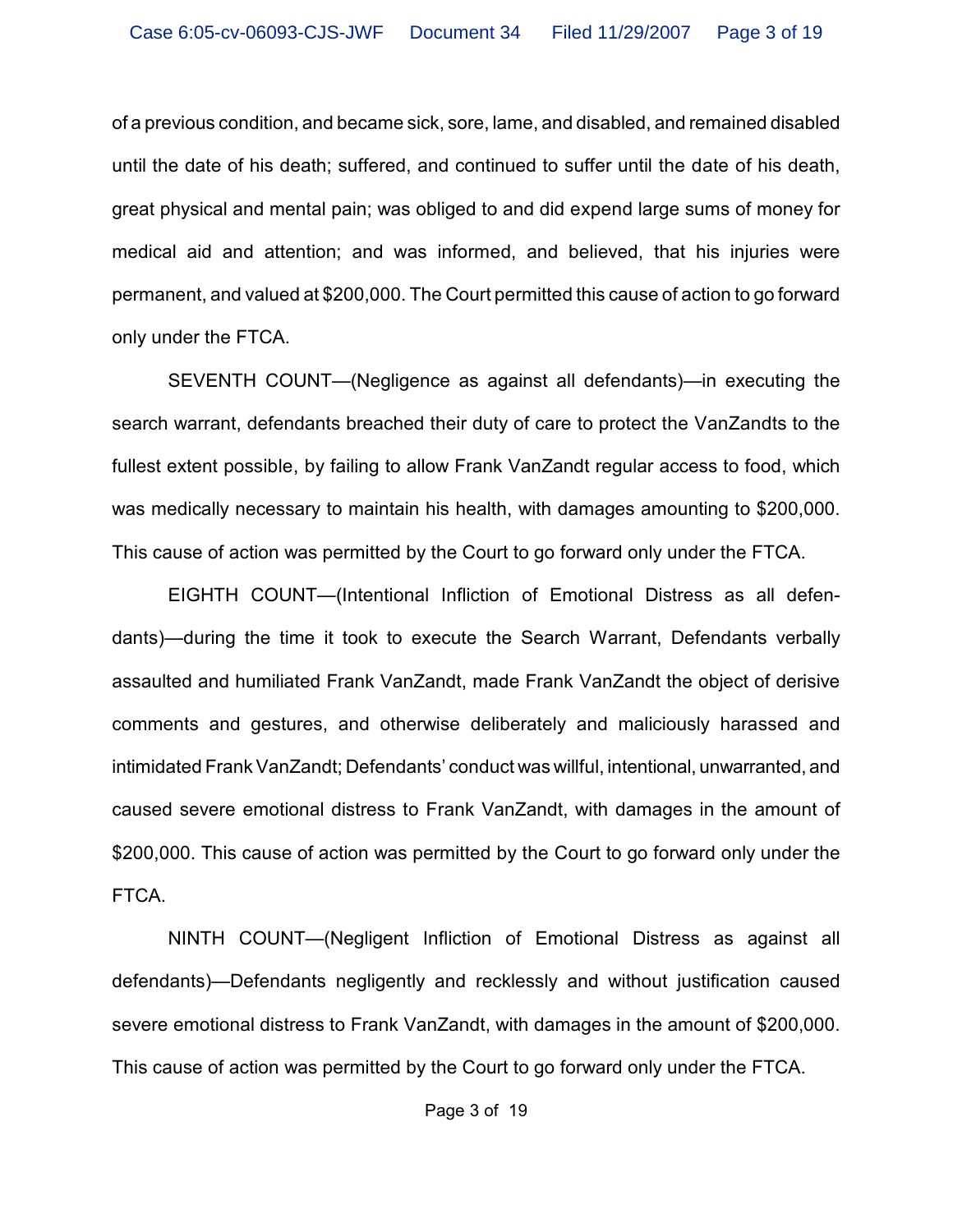of a previous condition, and became sick, sore, lame, and disabled, and remained disabled until the date of his death; suffered, and continued to suffer until the date of his death, great physical and mental pain; was obliged to and did expend large sums of money for medical aid and attention; and was informed, and believed, that his injuries were permanent, and valued at $200,000. The Court permitted this cause of action to go forward only under the FTCA.

SEVENTH COUNT—(Negligence as against all defendants)—in executing the search warrant, defendants breached their duty of care to protect the VanZandts to the fullest extent possible, by failing to allow Frank VanZandt regular access to food, which was medically necessary to maintain his health, with damages amounting to $200,000. This cause of action was permitted by the Court to go forward only under the FTCA.

EIGHTH COUNT—(Intentional Infliction of Emotional Distress as all defendants)—during the time it took to execute the Search Warrant, Defendants verbally assaulted and humiliated Frank VanZandt, made Frank VanZandt the object of derisive comments and gestures, and otherwise deliberately and maliciously harassed and intimidated Frank VanZandt; Defendants' conduct was willful, intentional, unwarranted, and caused severe emotional distress to Frank VanZandt, with damages in the amount of $200,000. This cause of action was permitted by the Court to go forward only under the FTCA.

NINTH COUNT—(Negligent Infliction of Emotional Distress as against all defendants)—Defendants negligently and recklessly and without justification caused severe emotional distress to Frank VanZandt, with damages in the amount of $200,000. This cause of action was permitted by the Court to go forward only under the FTCA.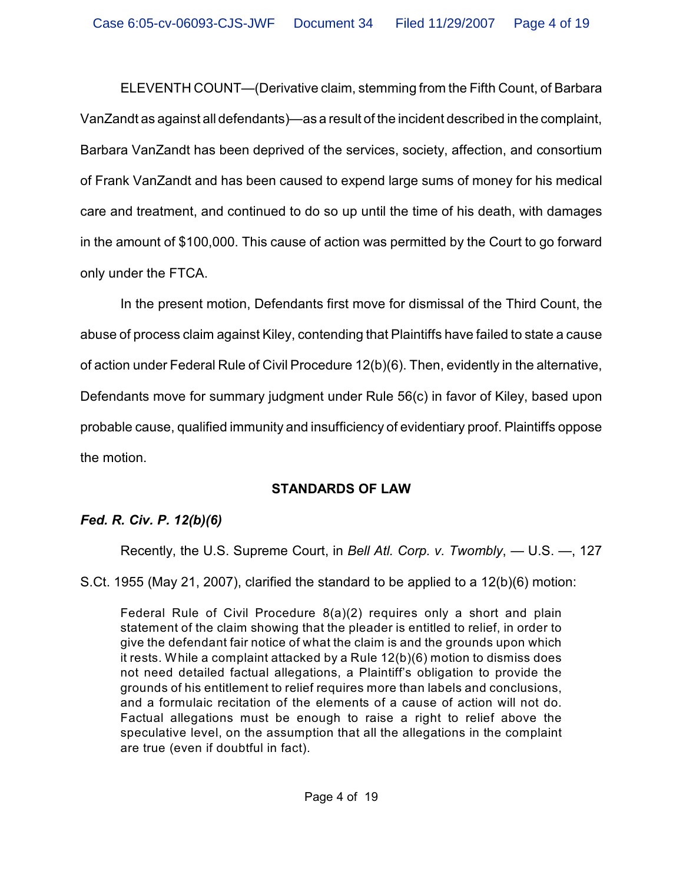ELEVENTH COUNT—(Derivative claim, stemming from the Fifth Count, of Barbara VanZandt as against all defendants)—as a result of the incident described in the complaint, Barbara VanZandt has been deprived of the services, society, affection, and consortium of Frank VanZandt and has been caused to expend large sums of money for his medical care and treatment, and continued to do so up until the time of his death, with damages in the amount of $100,000. This cause of action was permitted by the Court to go forward only under the FTCA.

In the present motion, Defendants first move for dismissal of the Third Count, the abuse of process claim against Kiley, contending that Plaintiffs have failed to state a cause of action under Federal Rule of Civil Procedure 12(b)(6). Then, evidently in the alternative, Defendants move for summary judgment under Rule 56(c) in favor of Kiley, based upon probable cause, qualified immunity and insufficiency of evidentiary proof. Plaintiffs oppose the motion.

## STANDARDS OF LAW

### *Fed. R. Civ. P. 12(b)(6)*

Recently, the U.S. Supreme Court, in *Bell Atl. Corp. v. Twombly*, — U.S. —, 127 S.Ct. 1955 (May 21, 2007), clarified the standard to be applied to a 12(b)(6) motion:

> Federal Rule of Civil Procedure 8(a)(2) requires only a short and plain statement of the claim showing that the pleader is entitled to relief, in order to give the defendant fair notice of what the claim is and the grounds upon which it rests. While a complaint attacked by a Rule 12(b)(6) motion to dismiss does not need detailed factual allegations, a Plaintiff's obligation to provide the grounds of his entitlement to relief requires more than labels and conclusions, and a formulaic recitation of the elements of a cause of action will not do. Factual allegations must be enough to raise a right to relief above the speculative level, on the assumption that all the allegations in the complaint are true (even if doubtful in fact).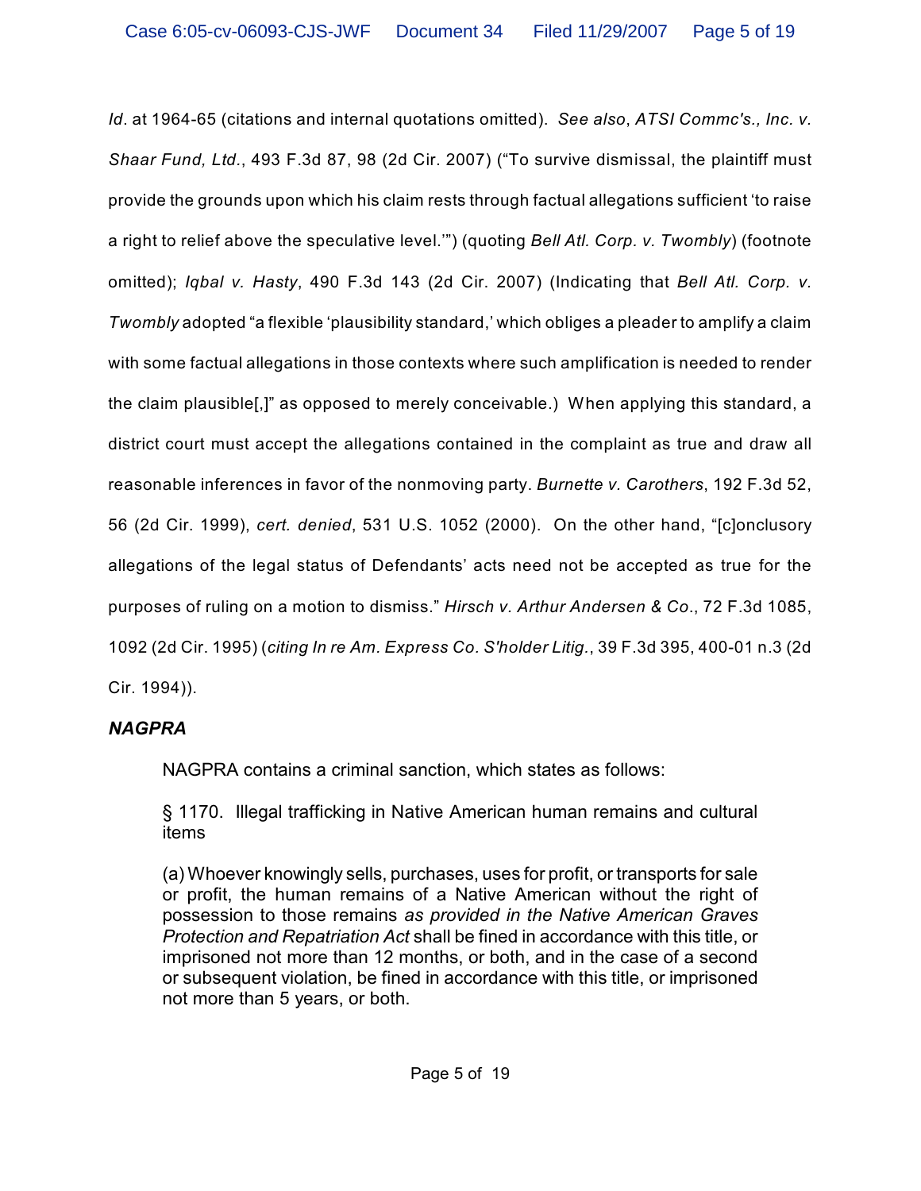*Id*. at 1964-65 (citations and internal quotations omitted). *See also*, *ATSI Commc's., Inc. v. Shaar Fund, Ltd.*, 493 F.3d 87, 98 (2d Cir. 2007) ("To survive dismissal, the plaintiff must provide the grounds upon which his claim rests through factual allegations sufficient 'to raise a right to relief above the speculative level.'") (quoting *Bell Atl. Corp. v. Twombly*) (footnote omitted); *Iqbal v. Hasty*, 490 F.3d 143 (2d Cir. 2007) (Indicating that *Bell Atl. Corp. v. Twombly* adopted "a flexible 'plausibility standard,' which obliges a pleader to amplify a claim with some factual allegations in those contexts where such amplification is needed to render the claim plausible[,]" as opposed to merely conceivable.) When applying this standard, a district court must accept the allegations contained in the complaint as true and draw all reasonable inferences in favor of the nonmoving party. *Burnette v. Carothers*, 192 F.3d 52, 56 (2d Cir. 1999), *cert. denied*, 531 U.S. 1052 (2000). On the other hand, "[c]onclusory allegations of the legal status of Defendants' acts need not be accepted as true for the purposes of ruling on a motion to dismiss." *Hirsch v. Arthur Andersen & Co*., 72 F.3d 1085, 1092 (2d Cir. 1995) (*citing In re Am. Express Co. S'holder Litig.*, 39 F.3d 395, 400-01 n.3 (2d Cir. 1994)).

### ***NAGPRA***

NAGPRA contains a criminal sanction, which states as follows:

> § 1170. Illegal trafficking in Native American human remains and cultural items
>
> (a) Whoever knowingly sells, purchases, uses for profit, or transports for sale or profit, the human remains of a Native American without the right of possession to those remains *as provided in the Native American Graves Protection and Repatriation Act* shall be fined in accordance with this title, or imprisoned not more than 12 months, or both, and in the case of a second or subsequent violation, be fined in accordance with this title, or imprisoned not more than 5 years, or both.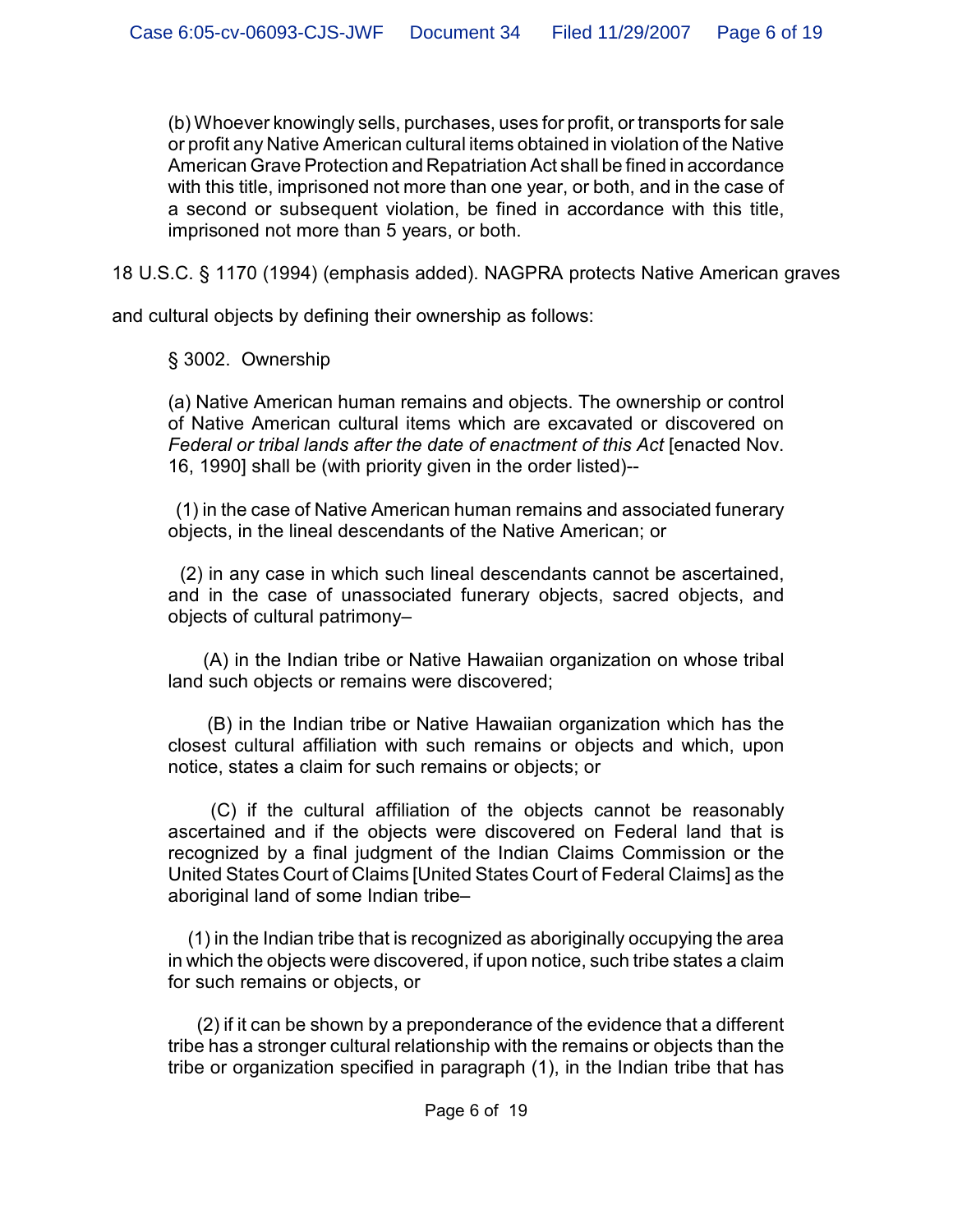> (b) Whoever knowingly sells, purchases, uses for profit, or transports for sale or profit any Native American cultural items obtained in violation of the Native American Grave Protection and Repatriation Act shall be fined in accordance with this title, imprisoned not more than one year, or both, and in the case of a second or subsequent violation, be fined in accordance with this title, imprisoned not more than 5 years, or both.

18 U.S.C. § 1170 (1994) (emphasis added). NAGPRA protects Native American graves and cultural objects by defining their ownership as follows:

> § 3002. Ownership
>
> (a) Native American human remains and objects. The ownership or control of Native American cultural items which are excavated or discovered on *Federal or tribal lands after the date of enactment of this Act* [enacted Nov. 16, 1990] shall be (with priority given in the order listed)--
>
> (1) in the case of Native American human remains and associated funerary objects, in the lineal descendants of the Native American; or
>
> (2) in any case in which such lineal descendants cannot be ascertained, and in the case of unassociated funerary objects, sacred objects, and objects of cultural patrimony–
>
> (A) in the Indian tribe or Native Hawaiian organization on whose tribal land such objects or remains were discovered;
>
> (B) in the Indian tribe or Native Hawaiian organization which has the closest cultural affiliation with such remains or objects and which, upon notice, states a claim for such remains or objects; or
>
> (C) if the cultural affiliation of the objects cannot be reasonably ascertained and if the objects were discovered on Federal land that is recognized by a final judgment of the Indian Claims Commission or the United States Court of Claims [United States Court of Federal Claims] as the aboriginal land of some Indian tribe–
>
> (1) in the Indian tribe that is recognized as aboriginally occupying the area in which the objects were discovered, if upon notice, such tribe states a claim for such remains or objects, or
>
> (2) if it can be shown by a preponderance of the evidence that a different tribe has a stronger cultural relationship with the remains or objects than the tribe or organization specified in paragraph (1), in the Indian tribe that has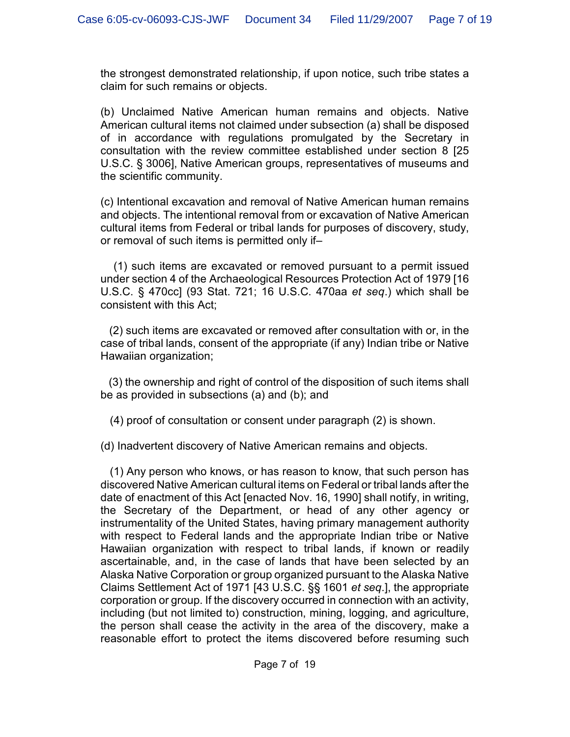the strongest demonstrated relationship, if upon notice, such tribe states a claim for such remains or objects.

(b) Unclaimed Native American human remains and objects. Native American cultural items not claimed under subsection (a) shall be disposed of in accordance with regulations promulgated by the Secretary in consultation with the review committee established under section 8 [25 U.S.C. § 3006], Native American groups, representatives of museums and the scientific community.

(c) Intentional excavation and removal of Native American human remains and objects. The intentional removal from or excavation of Native American cultural items from Federal or tribal lands for purposes of discovery, study, or removal of such items is permitted only if–

(1) such items are excavated or removed pursuant to a permit issued under section 4 of the Archaeological Resources Protection Act of 1979 [16 U.S.C. § 470cc] (93 Stat. 721; 16 U.S.C. 470aa *et seq*.) which shall be consistent with this Act;

(2) such items are excavated or removed after consultation with or, in the case of tribal lands, consent of the appropriate (if any) Indian tribe or Native Hawaiian organization;

(3) the ownership and right of control of the disposition of such items shall be as provided in subsections (a) and (b); and

(4) proof of consultation or consent under paragraph (2) is shown.

(d) Inadvertent discovery of Native American remains and objects.

(1) Any person who knows, or has reason to know, that such person has discovered Native American cultural items on Federal or tribal lands after the date of enactment of this Act [enacted Nov. 16, 1990] shall notify, in writing, the Secretary of the Department, or head of any other agency or instrumentality of the United States, having primary management authority with respect to Federal lands and the appropriate Indian tribe or Native Hawaiian organization with respect to tribal lands, if known or readily ascertainable, and, in the case of lands that have been selected by an Alaska Native Corporation or group organized pursuant to the Alaska Native Claims Settlement Act of 1971 [43 U.S.C. §§ 1601 *et seq*.], the appropriate corporation or group. If the discovery occurred in connection with an activity, including (but not limited to) construction, mining, logging, and agriculture, the person shall cease the activity in the area of the discovery, make a reasonable effort to protect the items discovered before resuming such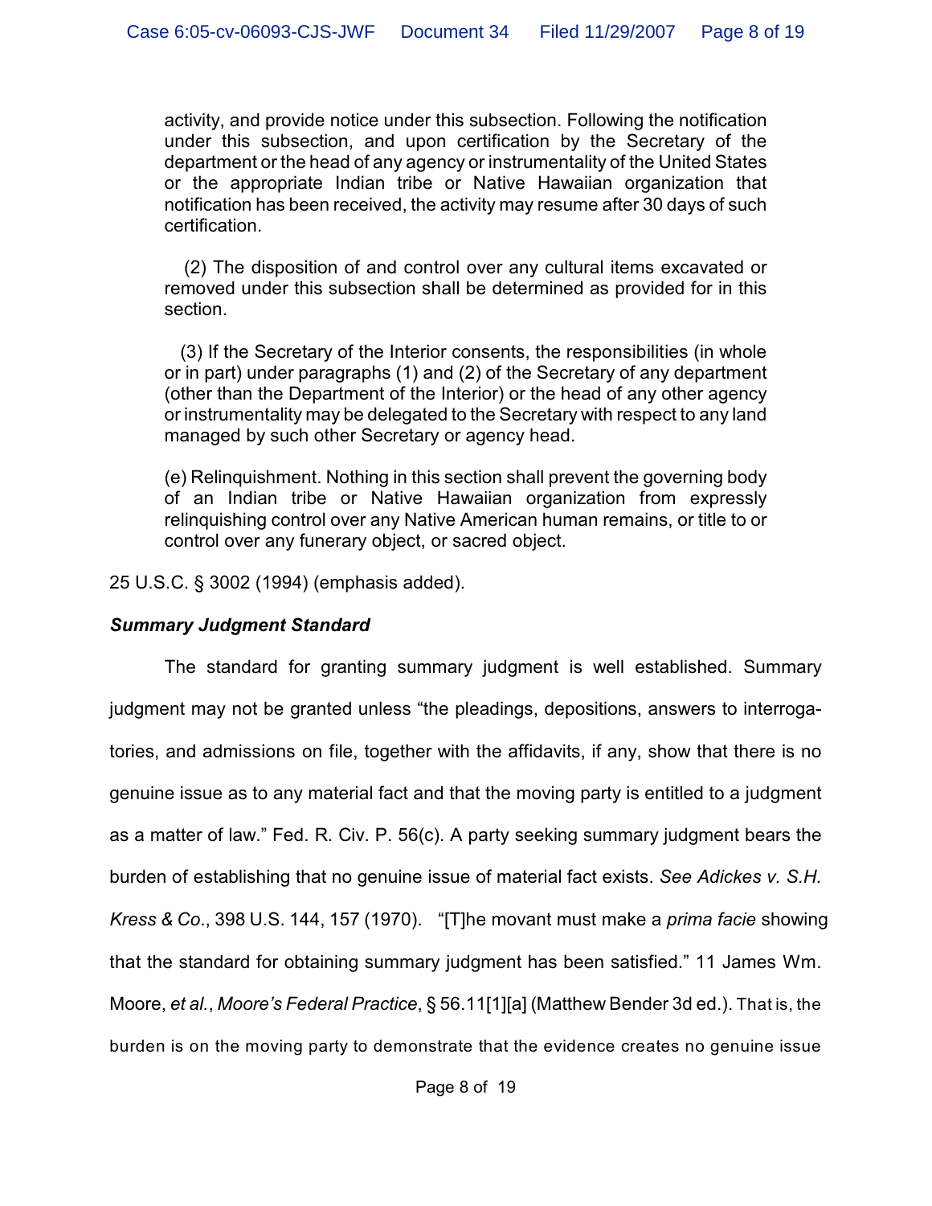activity, and provide notice under this subsection. Following the notification under this subsection, and upon certification by the Secretary of the department or the head of any agency or instrumentality of the United States or the appropriate Indian tribe or Native Hawaiian organization that notification has been received, the activity may resume after 30 days of such certification.

> (2) The disposition of and control over any cultural items excavated or removed under this subsection shall be determined as provided for in this section.
>
> (3) If the Secretary of the Interior consents, the responsibilities (in whole or in part) under paragraphs (1) and (2) of the Secretary of any department (other than the Department of the Interior) or the head of any other agency or instrumentality may be delegated to the Secretary with respect to any land managed by such other Secretary or agency head.
>
> (e) Relinquishment. Nothing in this section shall prevent the governing body of an Indian tribe or Native Hawaiian organization from expressly relinquishing control over any Native American human remains, or title to or control over any funerary object, or sacred object.

25 U.S.C. § 3002 (1994) (emphasis added).

***Summary Judgment Standard***

The standard for granting summary judgment is well established. Summary judgment may not be granted unless "the pleadings, depositions, answers to interrogatories, and admissions on file, together with the affidavits, if any, show that there is no genuine issue as to any material fact and that the moving party is entitled to a judgment as a matter of law." Fed. R. Civ. P. 56(c). A party seeking summary judgment bears the burden of establishing that no genuine issue of material fact exists. *See Adickes v. S.H. Kress & Co.*, 398 U.S. 144, 157 (1970). "[T]he movant must make a *prima facie* showing that the standard for obtaining summary judgment has been satisfied." 11 James Wm. Moore, *et al.*, *Moore's Federal Practice*, § 56.11[1][a] (Matthew Bender 3d ed.). That is, the burden is on the moving party to demonstrate that the evidence creates no genuine issue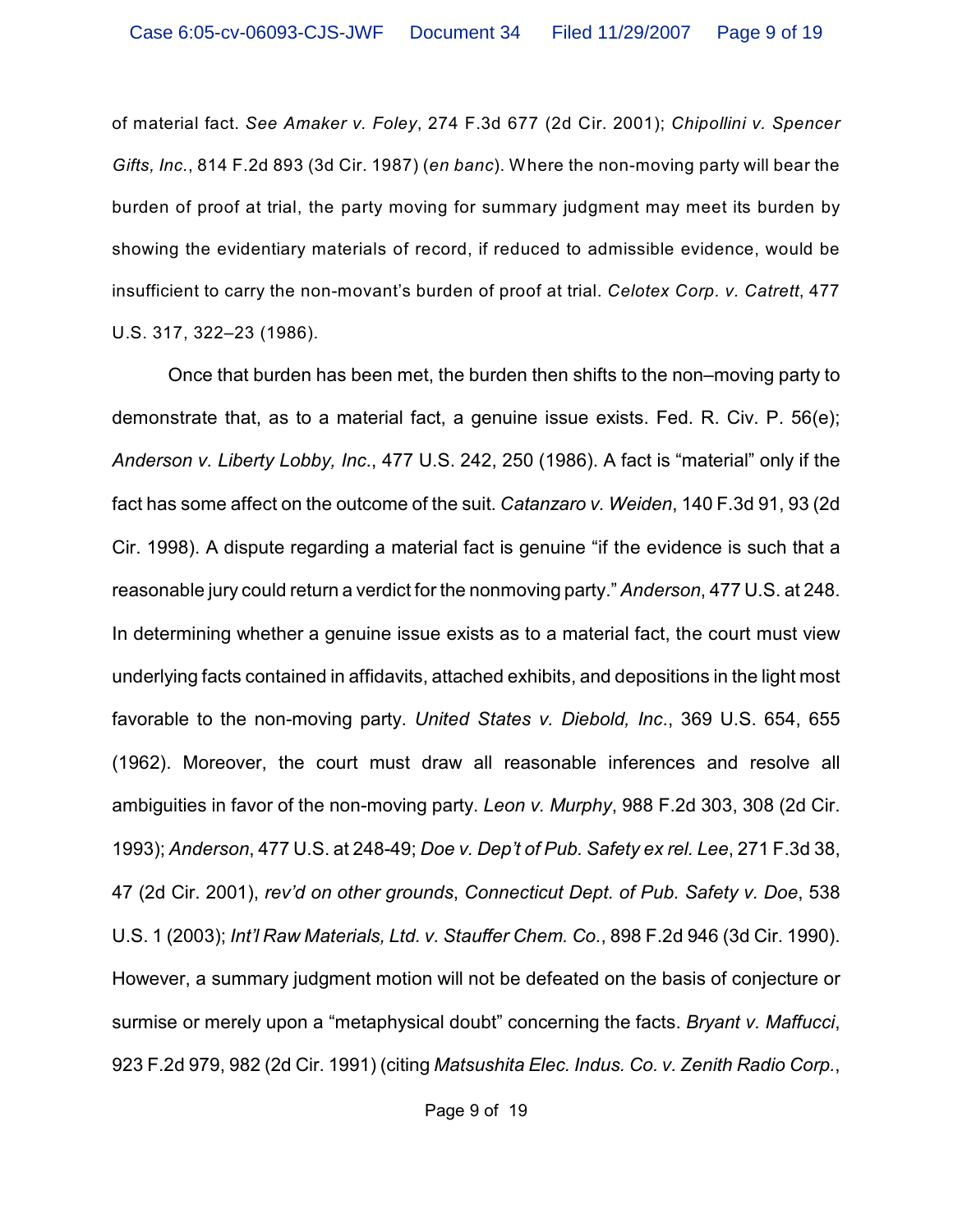of material fact. *See Amaker v. Foley*, 274 F.3d 677 (2d Cir. 2001); *Chipollini v. Spencer Gifts, Inc.*, 814 F.2d 893 (3d Cir. 1987) (*en banc*). Where the non-moving party will bear the burden of proof at trial, the party moving for summary judgment may meet its burden by showing the evidentiary materials of record, if reduced to admissible evidence, would be insufficient to carry the non-movant's burden of proof at trial. *Celotex Corp. v. Catrett*, 477 U.S. 317, 322–23 (1986).

Once that burden has been met, the burden then shifts to the non–moving party to demonstrate that, as to a material fact, a genuine issue exists. Fed. R. Civ. P. 56(e); *Anderson v. Liberty Lobby, Inc.*, 477 U.S. 242, 250 (1986). A fact is "material" only if the fact has some affect on the outcome of the suit. *Catanzaro v. Weiden*, 140 F.3d 91, 93 (2d Cir. 1998). A dispute regarding a material fact is genuine "if the evidence is such that a reasonable jury could return a verdict for the nonmoving party." *Anderson*, 477 U.S. at 248. In determining whether a genuine issue exists as to a material fact, the court must view underlying facts contained in affidavits, attached exhibits, and depositions in the light most favorable to the non-moving party. *United States v. Diebold, Inc.*, 369 U.S. 654, 655 (1962). Moreover, the court must draw all reasonable inferences and resolve all ambiguities in favor of the non-moving party. *Leon v. Murphy*, 988 F.2d 303, 308 (2d Cir. 1993); *Anderson*, 477 U.S. at 248-49; *Doe v. Dep't of Pub. Safety ex rel. Lee*, 271 F.3d 38, 47 (2d Cir. 2001), *rev'd on other grounds*, *Connecticut Dept. of Pub. Safety v. Doe*, 538 U.S. 1 (2003); *Int'l Raw Materials, Ltd. v. Stauffer Chem. Co.*, 898 F.2d 946 (3d Cir. 1990). However, a summary judgment motion will not be defeated on the basis of conjecture or surmise or merely upon a "metaphysical doubt" concerning the facts. *Bryant v. Maffucci*, 923 F.2d 979, 982 (2d Cir. 1991) (citing *Matsushita Elec. Indus. Co. v. Zenith Radio Corp.*,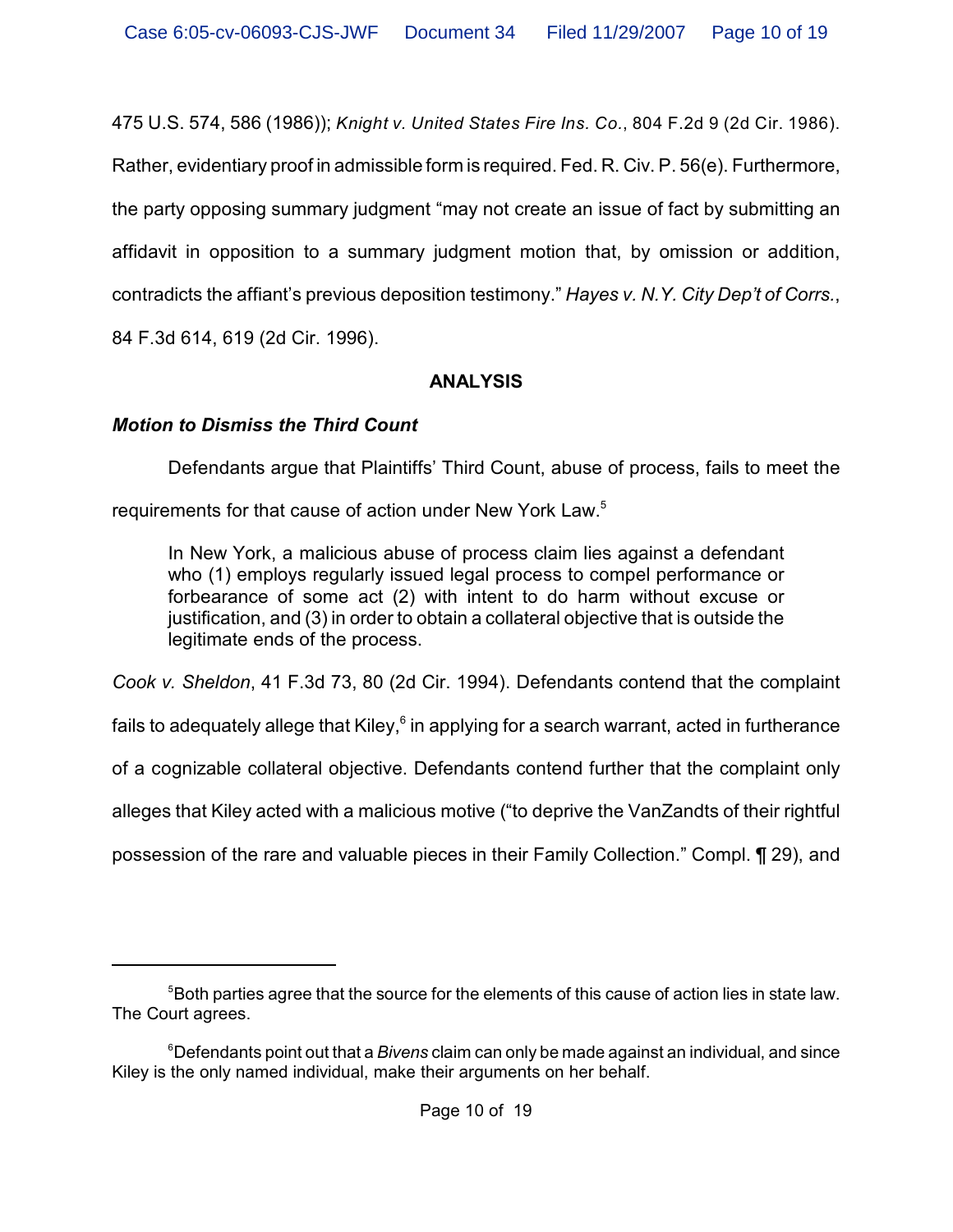475 U.S. 574, 586 (1986)); *Knight v. United States Fire Ins. Co*., 804 F.2d 9 (2d Cir. 1986). Rather, evidentiary proof in admissible form is required. Fed. R. Civ. P. 56(e). Furthermore, the party opposing summary judgment "may not create an issue of fact by submitting an affidavit in opposition to a summary judgment motion that, by omission or addition, contradicts the affiant's previous deposition testimony." *Hayes v. N.Y. City Dep't of Corrs.*, 84 F.3d 614, 619 (2d Cir. 1996).

**ANALYSIS**

***Motion to Dismiss the Third Count***

Defendants argue that Plaintiffs' Third Count, abuse of process, fails to meet the requirements for that cause of action under New York Law.[5]

> In New York, a malicious abuse of process claim lies against a defendant who (1) employs regularly issued legal process to compel performance or forbearance of some act (2) with intent to do harm without excuse or justification, and (3) in order to obtain a collateral objective that is outside the legitimate ends of the process.

*Cook v. Sheldon*, 41 F.3d 73, 80 (2d Cir. 1994). Defendants contend that the complaint fails to adequately allege that Kiley,[6] in applying for a search warrant, acted in furtherance of a cognizable collateral objective. Defendants contend further that the complaint only alleges that Kiley acted with a malicious motive ("to deprive the VanZandts of their rightful possession of the rare and valuable pieces in their Family Collection." Compl. ¶ 29), and

---

[5] Both parties agree that the source for the elements of this cause of action lies in state law. The Court agrees.

[6] Defendants point out that a *Bivens* claim can only be made against an individual, and since Kiley is the only named individual, make their arguments on her behalf.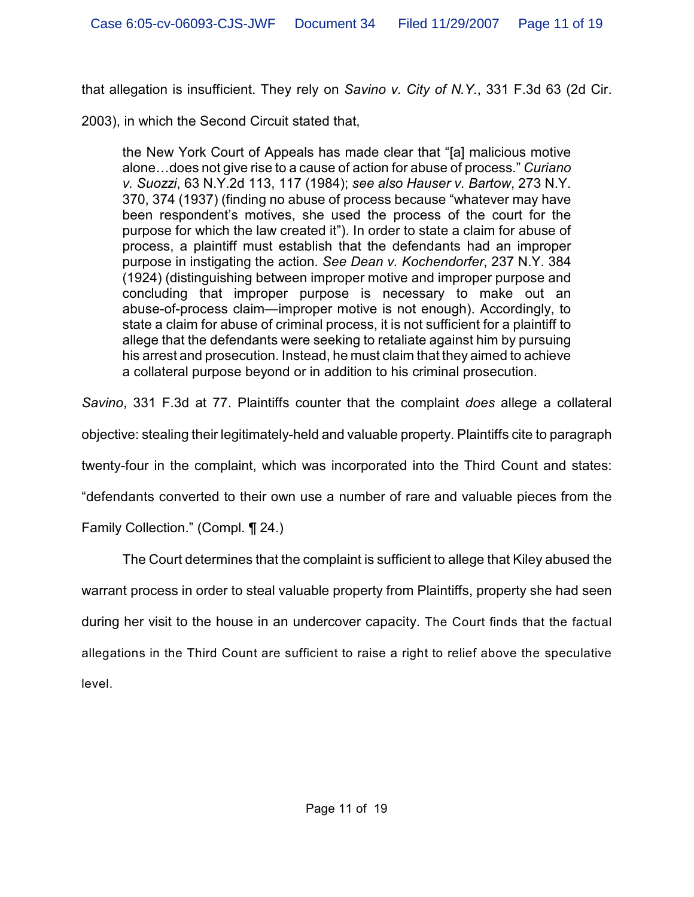that allegation is insufficient. They rely on *Savino v. City of N.Y.*, 331 F.3d 63 (2d Cir. 2003), in which the Second Circuit stated that,

> the New York Court of Appeals has made clear that "[a] malicious motive alone…does not give rise to a cause of action for abuse of process." *Curiano v. Suozzi*, 63 N.Y.2d 113, 117 (1984); *see also Hauser v. Bartow*, 273 N.Y. 370, 374 (1937) (finding no abuse of process because "whatever may have been respondent's motives, she used the process of the court for the purpose for which the law created it"). In order to state a claim for abuse of process, a plaintiff must establish that the defendants had an improper purpose in instigating the action. *See Dean v. Kochendorfer*, 237 N.Y. 384 (1924) (distinguishing between improper motive and improper purpose and concluding that improper purpose is necessary to make out an abuse-of-process claim—improper motive is not enough). Accordingly, to state a claim for abuse of criminal process, it is not sufficient for a plaintiff to allege that the defendants were seeking to retaliate against him by pursuing his arrest and prosecution. Instead, he must claim that they aimed to achieve a collateral purpose beyond or in addition to his criminal prosecution.

*Savino*, 331 F.3d at 77. Plaintiffs counter that the complaint *does* allege a collateral objective: stealing their legitimately-held and valuable property. Plaintiffs cite to paragraph twenty-four in the complaint, which was incorporated into the Third Count and states: "defendants converted to their own use a number of rare and valuable pieces from the Family Collection." (Compl. ¶ 24.)

The Court determines that the complaint is sufficient to allege that Kiley abused the warrant process in order to steal valuable property from Plaintiffs, property she had seen during her visit to the house in an undercover capacity. The Court finds that the factual allegations in the Third Count are sufficient to raise a right to relief above the speculative level.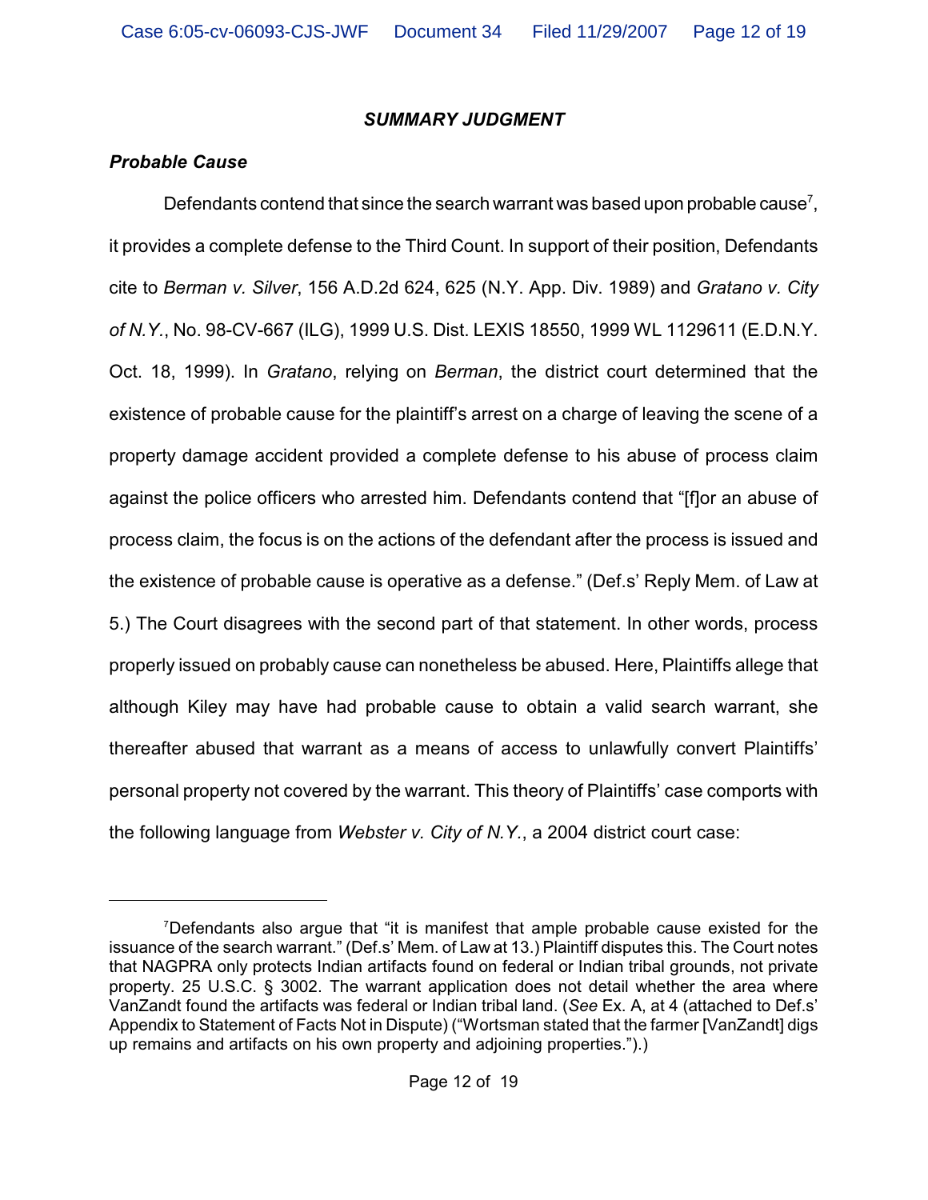## *SUMMARY JUDGMENT*

### *Probable Cause*

Defendants contend that since the search warrant was based upon probable cause[7], it provides a complete defense to the Third Count. In support of their position, Defendants cite to *Berman v. Silver*, 156 A.D.2d 624, 625 (N.Y. App. Div. 1989) and *Gratano v. City of N.Y.*, No. 98-CV-667 (ILG), 1999 U.S. Dist. LEXIS 18550, 1999 WL 1129611 (E.D.N.Y. Oct. 18, 1999). In *Gratano*, relying on *Berman*, the district court determined that the existence of probable cause for the plaintiff's arrest on a charge of leaving the scene of a property damage accident provided a complete defense to his abuse of process claim against the police officers who arrested him. Defendants contend that "[f]or an abuse of process claim, the focus is on the actions of the defendant after the process is issued and the existence of probable cause is operative as a defense." (Def.s' Reply Mem. of Law at 5.) The Court disagrees with the second part of that statement. In other words, process properly issued on probably cause can nonetheless be abused. Here, Plaintiffs allege that although Kiley may have had probable cause to obtain a valid search warrant, she thereafter abused that warrant as a means of access to unlawfully convert Plaintiffs' personal property not covered by the warrant. This theory of Plaintiffs' case comports with the following language from *Webster v. City of N.Y.*, a 2004 district court case:

---

[7] Defendants also argue that "it is manifest that ample probable cause existed for the issuance of the search warrant." (Def.s' Mem. of Law at 13.) Plaintiff disputes this. The Court notes that NAGPRA only protects Indian artifacts found on federal or Indian tribal grounds, not private property. 25 U.S.C. § 3002. The warrant application does not detail whether the area where VanZandt found the artifacts was federal or Indian tribal land. (*See* Ex. A, at 4 (attached to Def.s' Appendix to Statement of Facts Not in Dispute) ("Wortsman stated that the farmer [VanZandt] digs up remains and artifacts on his own property and adjoining properties.").)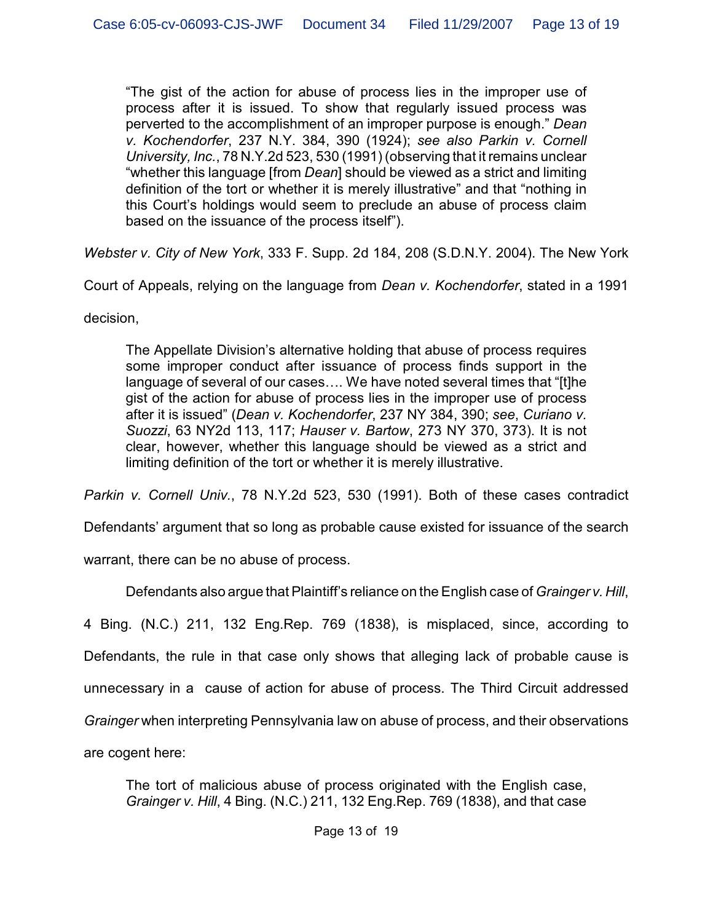> "The gist of the action for abuse of process lies in the improper use of process after it is issued. To show that regularly issued process was perverted to the accomplishment of an improper purpose is enough." *Dean v. Kochendorfer*, 237 N.Y. 384, 390 (1924); *see also Parkin v. Cornell University, Inc.*, 78 N.Y.2d 523, 530 (1991) (observing that it remains unclear "whether this language [from *Dean*] should be viewed as a strict and limiting definition of the tort or whether it is merely illustrative" and that "nothing in this Court's holdings would seem to preclude an abuse of process claim based on the issuance of the process itself").

*Webster v. City of New York*, 333 F. Supp. 2d 184, 208 (S.D.N.Y. 2004). The New York Court of Appeals, relying on the language from *Dean v. Kochendorfer*, stated in a 1991 decision,

> The Appellate Division's alternative holding that abuse of process requires some improper conduct after issuance of process finds support in the language of several of our cases…. We have noted several times that "[t]he gist of the action for abuse of process lies in the improper use of process after it is issued" (*Dean v. Kochendorfer*, 237 NY 384, 390; *see*, *Curiano v. Suozzi*, 63 NY2d 113, 117; *Hauser v. Bartow*, 273 NY 370, 373). It is not clear, however, whether this language should be viewed as a strict and limiting definition of the tort or whether it is merely illustrative.

*Parkin v. Cornell Univ.*, 78 N.Y.2d 523, 530 (1991). Both of these cases contradict Defendants' argument that so long as probable cause existed for issuance of the search warrant, there can be no abuse of process.

Defendants also argue that Plaintiff's reliance on the English case of *Grainger v. Hill*, 4 Bing. (N.C.) 211, 132 Eng.Rep. 769 (1838), is misplaced, since, according to Defendants, the rule in that case only shows that alleging lack of probable cause is unnecessary in a cause of action for abuse of process. The Third Circuit addressed *Grainger* when interpreting Pennsylvania law on abuse of process, and their observations are cogent here:

> The tort of malicious abuse of process originated with the English case, *Grainger v. Hill*, 4 Bing. (N.C.) 211, 132 Eng.Rep. 769 (1838), and that case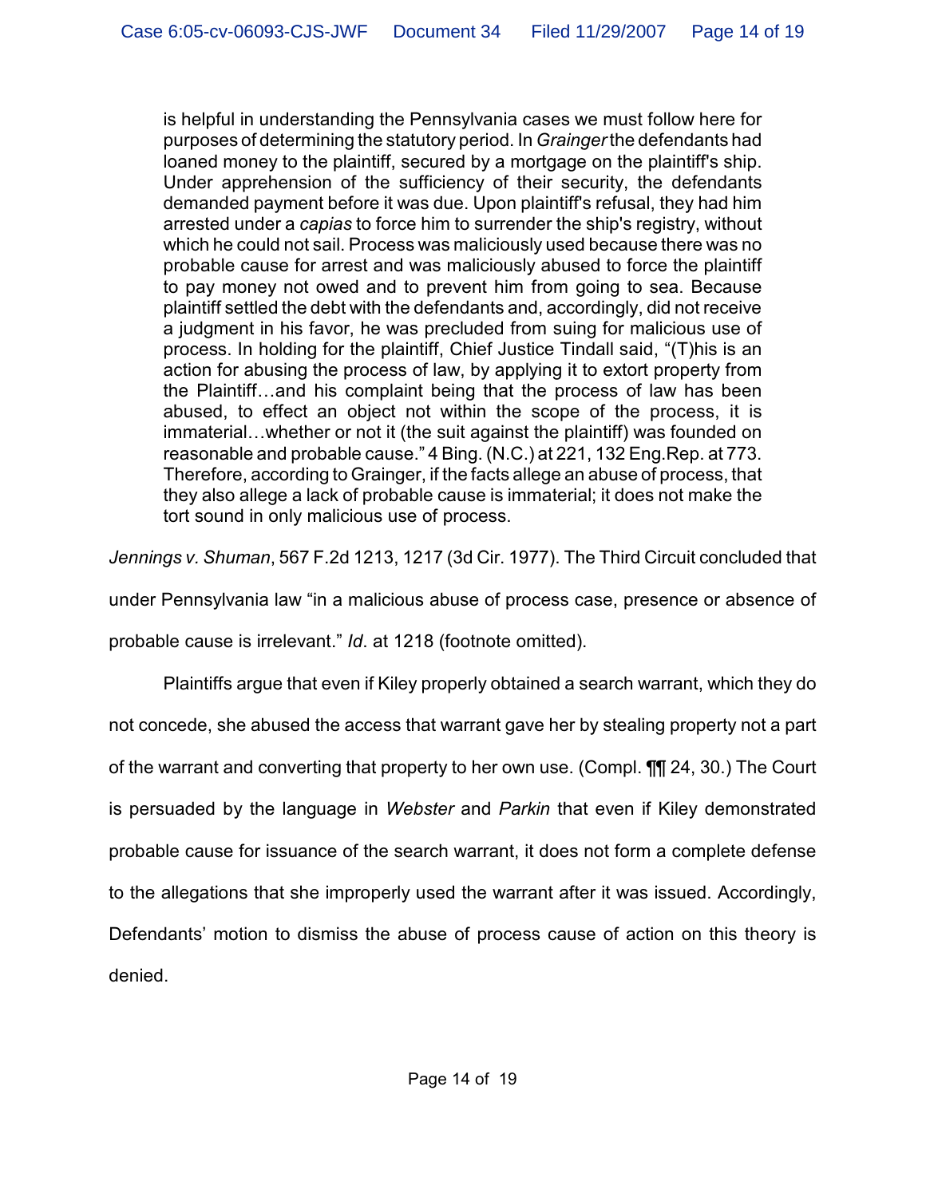> is helpful in understanding the Pennsylvania cases we must follow here for purposes of determining the statutory period. In *Grainger* the defendants had loaned money to the plaintiff, secured by a mortgage on the plaintiff's ship. Under apprehension of the sufficiency of their security, the defendants demanded payment before it was due. Upon plaintiff's refusal, they had him arrested under a *capias* to force him to surrender the ship's registry, without which he could not sail. Process was maliciously used because there was no probable cause for arrest and was maliciously abused to force the plaintiff to pay money not owed and to prevent him from going to sea. Because plaintiff settled the debt with the defendants and, accordingly, did not receive a judgment in his favor, he was precluded from suing for malicious use of process. In holding for the plaintiff, Chief Justice Tindall said, "(T)his is an action for abusing the process of law, by applying it to extort property from the Plaintiff…and his complaint being that the process of law has been abused, to effect an object not within the scope of the process, it is immaterial…whether or not it (the suit against the plaintiff) was founded on reasonable and probable cause." 4 Bing. (N.C.) at 221, 132 Eng.Rep. at 773. Therefore, according to Grainger, if the facts allege an abuse of process, that they also allege a lack of probable cause is immaterial; it does not make the tort sound in only malicious use of process.

*Jennings v. Shuman*, 567 F.2d 1213, 1217 (3d Cir. 1977). The Third Circuit concluded that under Pennsylvania law "in a malicious abuse of process case, presence or absence of probable cause is irrelevant." *Id*. at 1218 (footnote omitted).

Plaintiffs argue that even if Kiley properly obtained a search warrant, which they do not concede, she abused the access that warrant gave her by stealing property not a part of the warrant and converting that property to her own use. (Compl. ¶¶ 24, 30.) The Court is persuaded by the language in *Webster* and *Parkin* that even if Kiley demonstrated probable cause for issuance of the search warrant, it does not form a complete defense to the allegations that she improperly used the warrant after it was issued. Accordingly, Defendants' motion to dismiss the abuse of process cause of action on this theory is denied.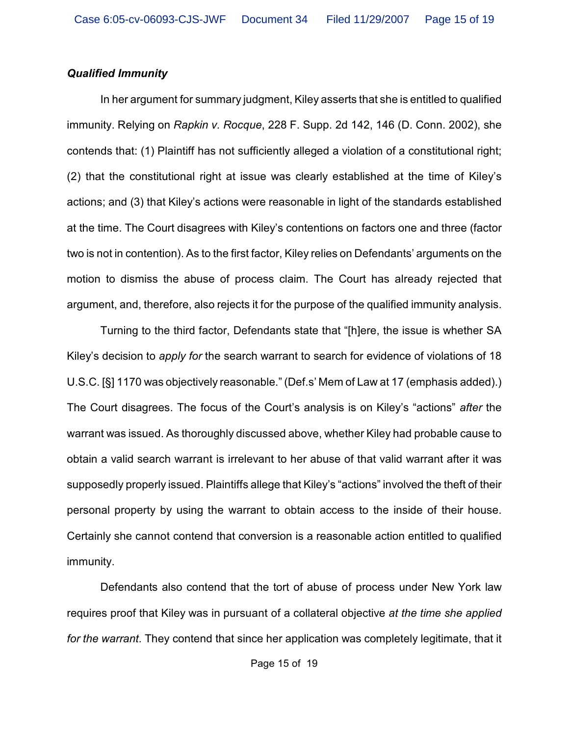***Qualified Immunity***

In her argument for summary judgment, Kiley asserts that she is entitled to qualified immunity. Relying on *Rapkin v. Rocque*, 228 F. Supp. 2d 142, 146 (D. Conn. 2002), she contends that: (1) Plaintiff has not sufficiently alleged a violation of a constitutional right; (2) that the constitutional right at issue was clearly established at the time of Kiley's actions; and (3) that Kiley's actions were reasonable in light of the standards established at the time. The Court disagrees with Kiley's contentions on factors one and three (factor two is not in contention). As to the first factor, Kiley relies on Defendants' arguments on the motion to dismiss the abuse of process claim. The Court has already rejected that argument, and, therefore, also rejects it for the purpose of the qualified immunity analysis.

Turning to the third factor, Defendants state that "[h]ere, the issue is whether SA Kiley's decision to *apply for* the search warrant to search for evidence of violations of 18 U.S.C. [§] 1170 was objectively reasonable." (Def.s' Mem of Law at 17 (emphasis added).) The Court disagrees. The focus of the Court's analysis is on Kiley's "actions" *after* the warrant was issued. As thoroughly discussed above, whether Kiley had probable cause to obtain a valid search warrant is irrelevant to her abuse of that valid warrant after it was supposedly properly issued. Plaintiffs allege that Kiley's "actions" involved the theft of their personal property by using the warrant to obtain access to the inside of their house. Certainly she cannot contend that conversion is a reasonable action entitled to qualified immunity.

Defendants also contend that the tort of abuse of process under New York law requires proof that Kiley was in pursuant of a collateral objective *at the time she applied for the warrant*. They contend that since her application was completely legitimate, that it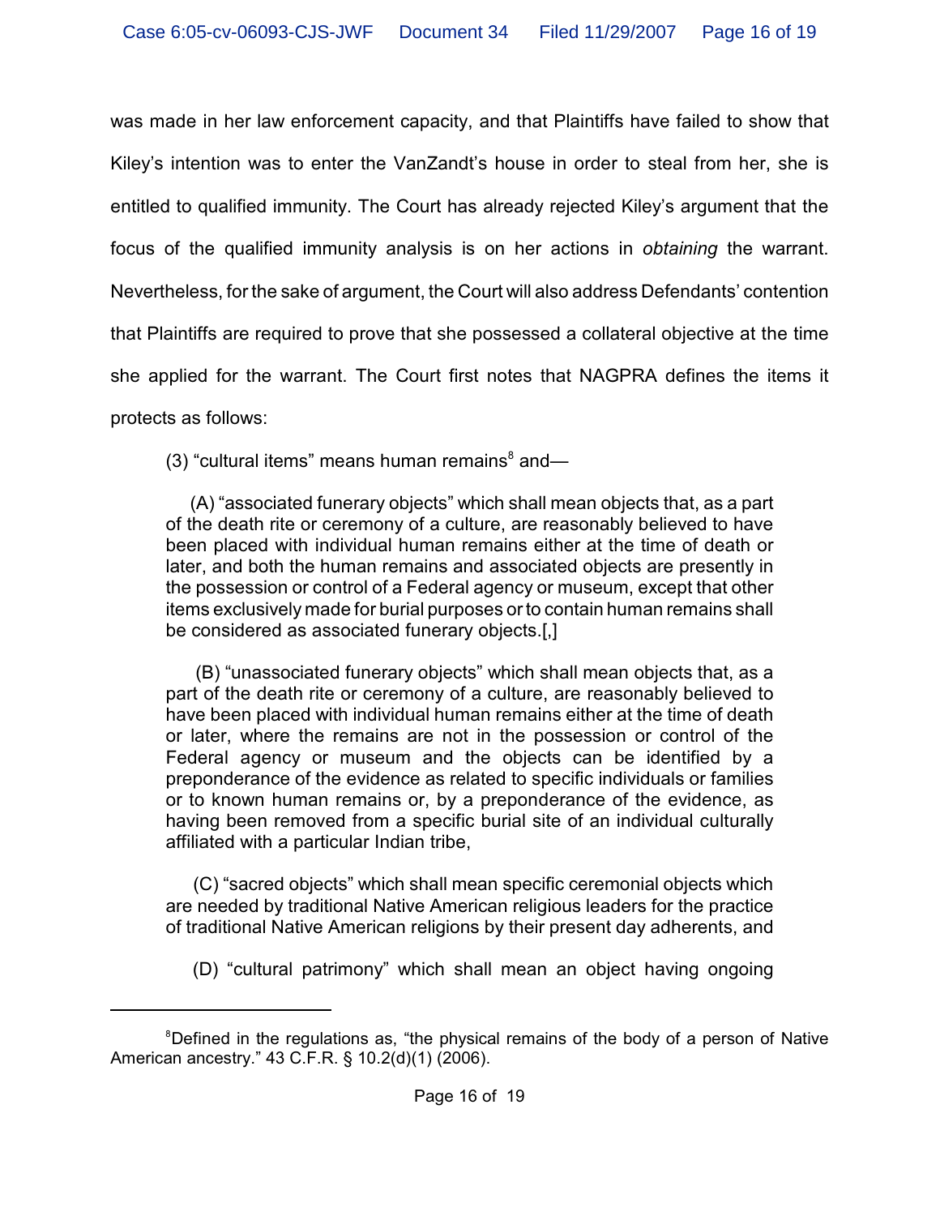was made in her law enforcement capacity, and that Plaintiffs have failed to show that Kiley's intention was to enter the VanZandt's house in order to steal from her, she is entitled to qualified immunity. The Court has already rejected Kiley's argument that the focus of the qualified immunity analysis is on her actions in *obtaining* the warrant. Nevertheless, for the sake of argument, the Court will also address Defendants' contention that Plaintiffs are required to prove that she possessed a collateral objective at the time she applied for the warrant. The Court first notes that NAGPRA defines the items it protects as follows:

> (3) "cultural items" means human remains[8] and—
>
> (A) "associated funerary objects" which shall mean objects that, as a part of the death rite or ceremony of a culture, are reasonably believed to have been placed with individual human remains either at the time of death or later, and both the human remains and associated objects are presently in the possession or control of a Federal agency or museum, except that other items exclusively made for burial purposes or to contain human remains shall be considered as associated funerary objects.[,]
>
> (B) "unassociated funerary objects" which shall mean objects that, as a part of the death rite or ceremony of a culture, are reasonably believed to have been placed with individual human remains either at the time of death or later, where the remains are not in the possession or control of the Federal agency or museum and the objects can be identified by a preponderance of the evidence as related to specific individuals or families or to known human remains or, by a preponderance of the evidence, as having been removed from a specific burial site of an individual culturally affiliated with a particular Indian tribe,
>
> (C) "sacred objects" which shall mean specific ceremonial objects which are needed by traditional Native American religious leaders for the practice of traditional Native American religions by their present day adherents, and
>
> (D) "cultural patrimony" which shall mean an object having ongoing

---

[8] Defined in the regulations as, "the physical remains of the body of a person of Native American ancestry." 43 C.F.R. § 10.2(d)(1) (2006).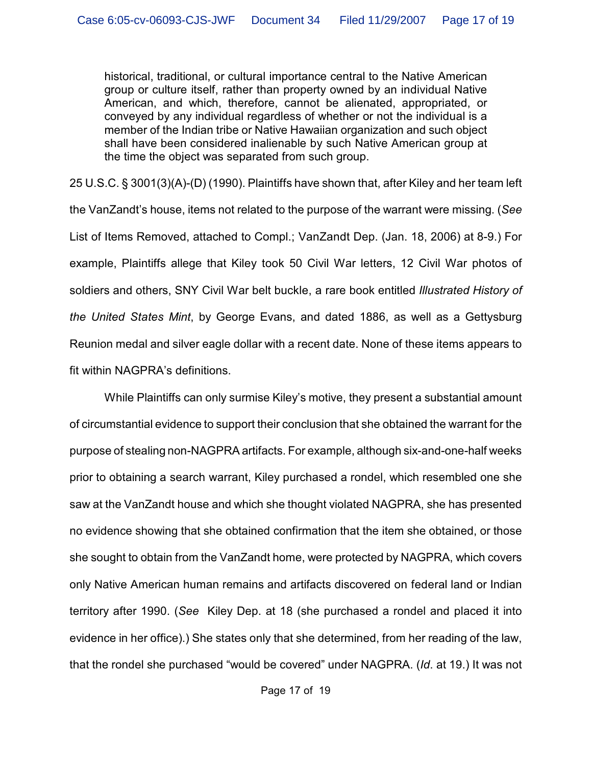> historical, traditional, or cultural importance central to the Native American group or culture itself, rather than property owned by an individual Native American, and which, therefore, cannot be alienated, appropriated, or conveyed by any individual regardless of whether or not the individual is a member of the Indian tribe or Native Hawaiian organization and such object shall have been considered inalienable by such Native American group at the time the object was separated from such group.

25 U.S.C. § 3001(3)(A)-(D) (1990). Plaintiffs have shown that, after Kiley and her team left the VanZandt's house, items not related to the purpose of the warrant were missing. (*See* List of Items Removed, attached to Compl.; VanZandt Dep. (Jan. 18, 2006) at 8-9.) For example, Plaintiffs allege that Kiley took 50 Civil War letters, 12 Civil War photos of soldiers and others, SNY Civil War belt buckle, a rare book entitled *Illustrated History of the United States Mint*, by George Evans, and dated 1886, as well as a Gettysburg Reunion medal and silver eagle dollar with a recent date. None of these items appears to fit within NAGPRA's definitions.

While Plaintiffs can only surmise Kiley's motive, they present a substantial amount of circumstantial evidence to support their conclusion that she obtained the warrant for the purpose of stealing non-NAGPRA artifacts. For example, although six-and-one-half weeks prior to obtaining a search warrant, Kiley purchased a rondel, which resembled one she saw at the VanZandt house and which she thought violated NAGPRA, she has presented no evidence showing that she obtained confirmation that the item she obtained, or those she sought to obtain from the VanZandt home, were protected by NAGPRA, which covers only Native American human remains and artifacts discovered on federal land or Indian territory after 1990. (*See* Kiley Dep. at 18 (she purchased a rondel and placed it into evidence in her office).) She states only that she determined, from her reading of the law, that the rondel she purchased "would be covered" under NAGPRA. (*Id*. at 19.) It was not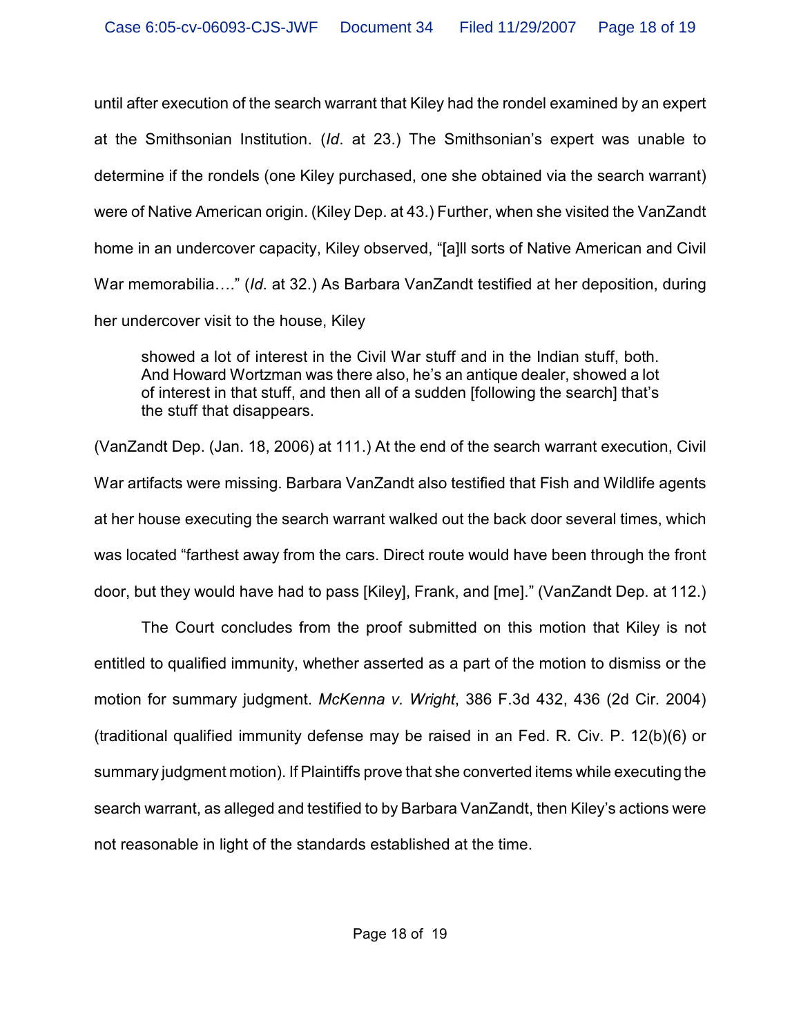until after execution of the search warrant that Kiley had the rondel examined by an expert at the Smithsonian Institution. (*Id*. at 23.) The Smithsonian's expert was unable to determine if the rondels (one Kiley purchased, one she obtained via the search warrant) were of Native American origin. (Kiley Dep. at 43.) Further, when she visited the VanZandt home in an undercover capacity, Kiley observed, "[a]ll sorts of Native American and Civil War memorabilia…." (*Id*. at 32.) As Barbara VanZandt testified at her deposition, during her undercover visit to the house, Kiley

> showed a lot of interest in the Civil War stuff and in the Indian stuff, both. And Howard Wortzman was there also, he's an antique dealer, showed a lot of interest in that stuff, and then all of a sudden [following the search] that's the stuff that disappears.

(VanZandt Dep. (Jan. 18, 2006) at 111.) At the end of the search warrant execution, Civil War artifacts were missing. Barbara VanZandt also testified that Fish and Wildlife agents at her house executing the search warrant walked out the back door several times, which was located "farthest away from the cars. Direct route would have been through the front door, but they would have had to pass [Kiley], Frank, and [me]." (VanZandt Dep. at 112.)

The Court concludes from the proof submitted on this motion that Kiley is not entitled to qualified immunity, whether asserted as a part of the motion to dismiss or the motion for summary judgment. *McKenna v. Wright*, 386 F.3d 432, 436 (2d Cir. 2004) (traditional qualified immunity defense may be raised in an Fed. R. Civ. P. 12(b)(6) or summary judgment motion). If Plaintiffs prove that she converted items while executing the search warrant, as alleged and testified to by Barbara VanZandt, then Kiley's actions were not reasonable in light of the standards established at the time.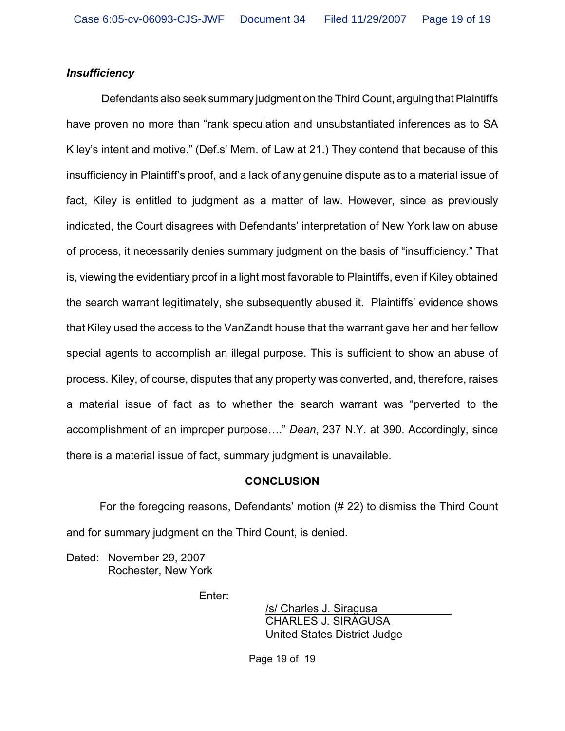***Insufficiency***

Defendants also seek summary judgment on the Third Count, arguing that Plaintiffs have proven no more than "rank speculation and unsubstantiated inferences as to SA Kiley's intent and motive." (Def.s' Mem. of Law at 21.) They contend that because of this insufficiency in Plaintiff's proof, and a lack of any genuine dispute as to a material issue of fact, Kiley is entitled to judgment as a matter of law. However, since as previously indicated, the Court disagrees with Defendants' interpretation of New York law on abuse of process, it necessarily denies summary judgment on the basis of "insufficiency." That is, viewing the evidentiary proof in a light most favorable to Plaintiffs, even if Kiley obtained the search warrant legitimately, she subsequently abused it. Plaintiffs' evidence shows that Kiley used the access to the VanZandt house that the warrant gave her and her fellow special agents to accomplish an illegal purpose. This is sufficient to show an abuse of process. Kiley, of course, disputes that any property was converted, and, therefore, raises a material issue of fact as to whether the search warrant was "perverted to the accomplishment of an improper purpose…." *Dean*, 237 N.Y. at 390. Accordingly, since there is a material issue of fact, summary judgment is unavailable.

**CONCLUSION**

For the foregoing reasons, Defendants' motion (# 22) to dismiss the Third Count and for summary judgment on the Third Count, is denied.

Dated: November 29, 2007
Rochester, New York

Enter:

/s/ Charles J. Siragusa
CHARLES J. SIRAGUSA
United States District Judge